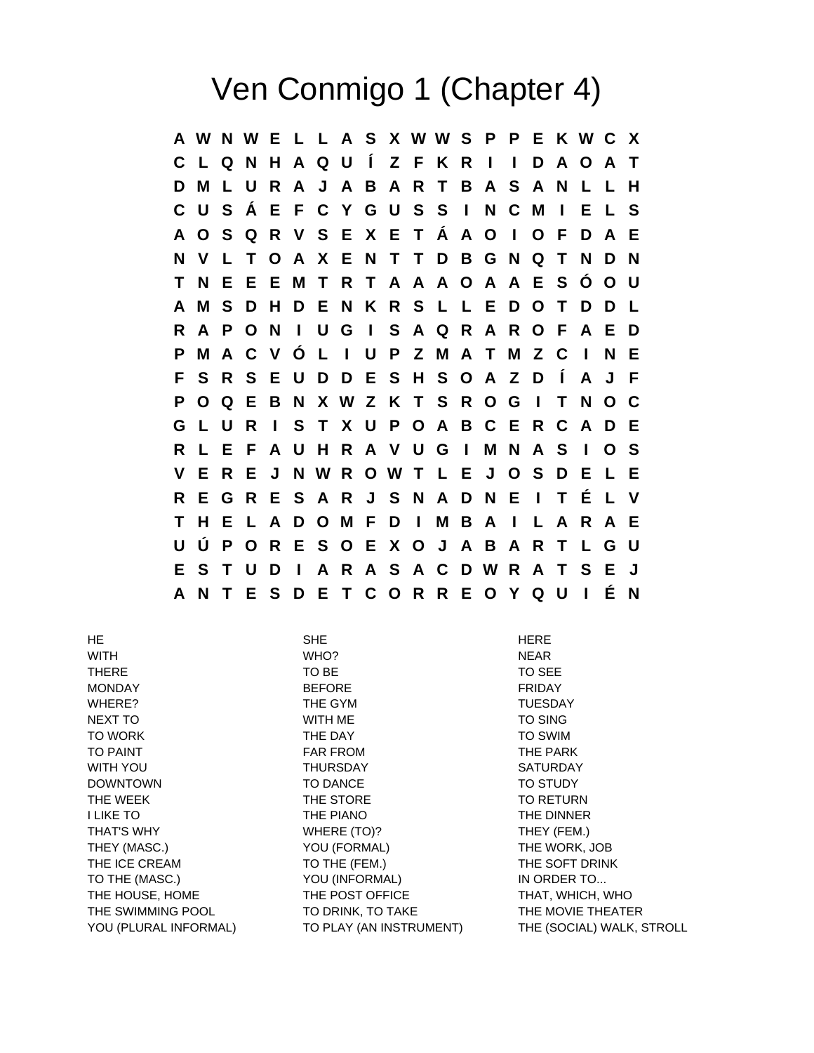# Ven Conmigo 1 (Chapter 4)

```
A W N W E L L A S X W W S P P E K W C X
C L Q N H A Q U Í Z F K R I I D A O A T
D M L U R A J A B A R T B A S A N L L H
C U S Á E F C Y G U S S I N C M I E L S
A O S Q R V S E X E T Á A O I O F D A E
N V L T O A X E N T T D B G N Q T N D N
T N E E E M T R T A A A O A A E S Ó O U
A M S D H D E N K R S L L E D O T D D L
R A P O N I U G I S A Q R A R O F A E D
P M A C V Ó L I U P Z M A T M Z C I N E
F S R S E U D D E S H S O A Z D Í A J F
P O Q E B N X W Z K T S R O G I T N O C
G L U R I S T X U P O A B C E R C A D E
R L E F A U H R A V U G I M N A S I O S
V E R E J N W R O W T L E J O S D E L E
R E G R E S A R J S N A D N E I T É L V
T H E L A D O M F D I M B A I L A R A E
U Ú P O R E S O E X O J A B A R T L G U
E S T U D I A R A S A C D W R A T S E J
A N T E S D E T C O R R E O Y Q U I É N
```

| | | |
|---|---|---|
| HE | SHE | HERE |
| WITH | WHO? | NEAR |
| THERE | TO BE | TO SEE |
| MONDAY | BEFORE | FRIDAY |
| WHERE? | THE GYM | TUESDAY |
| NEXT TO | WITH ME | TO SING |
| TO WORK | THE DAY | TO SWIM |
| TO PAINT | FAR FROM | THE PARK |
| WITH YOU | THURSDAY | SATURDAY |
| DOWNTOWN | TO DANCE | TO STUDY |
| THE WEEK | THE STORE | TO RETURN |
| I LIKE TO | THE PIANO | THE DINNER |
| THAT'S WHY | WHERE (TO)? | THEY (FEM.) |
| THEY (MASC.) | YOU (FORMAL) | THE WORK, JOB |
| THE ICE CREAM | TO THE (FEM.) | THE SOFT DRINK |
| TO THE (MASC.) | YOU (INFORMAL) | IN ORDER TO... |
| THE HOUSE, HOME | THE POST OFFICE | THAT, WHICH, WHO |
| THE SWIMMING POOL | TO DRINK, TO TAKE | THE MOVIE THEATER |
| YOU (PLURAL INFORMAL) | TO PLAY (AN INSTRUMENT) | THE (SOCIAL) WALK, STROLL |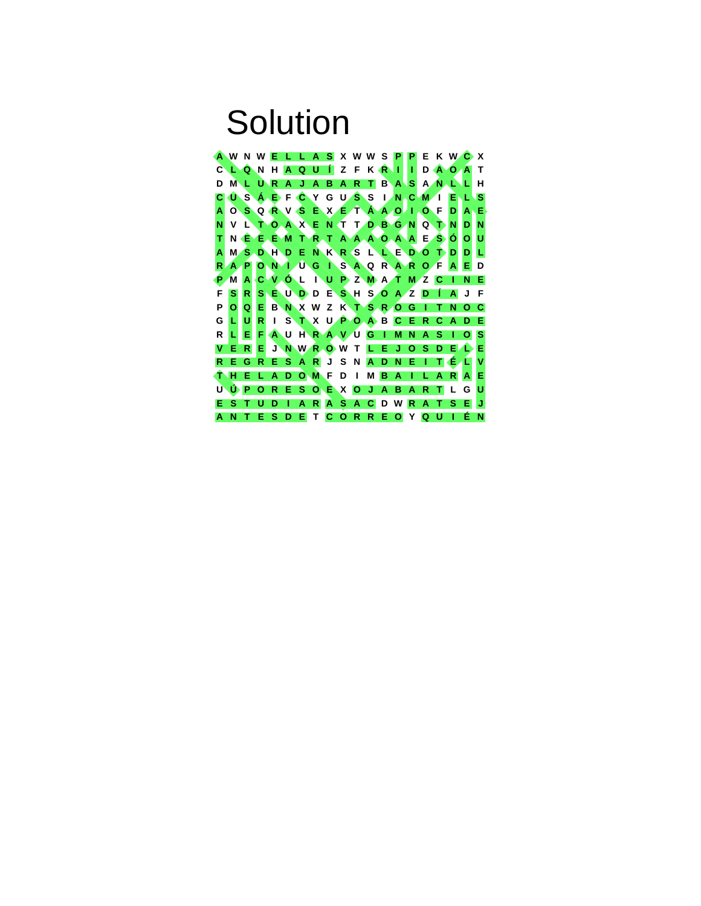# Solution

| | | | | | | | | | | | | | | | | | | | |
|---|---|---|---|---|---|---|---|---|---|---|---|---|---|---|---|---|---|---|---|
| A | W | N | W | E | L | L | A | S | X | W | W | S | P | P | E | K | W | C | X |
| C | L | Q | N | H | A | Q | U | Í | Z | F | K | R | I | I | D | A | O | A | T |
| D | M | L | U | R | A | J | A | B | A | R | T | B | A | S | A | N | L | L | H |
| C | U | S | Á | E | F | C | Y | G | U | S | S | I | N | C | M | I | E | L | S |
| A | O | S | Q | R | V | S | E | X | E | T | Á | A | O | I | O | F | D | A | E |
| N | V | L | T | O | A | X | E | N | T | T | D | B | G | N | Q | T | N | D | N |
| T | N | É | E | E | M | T | R | T | A | A | A | O | A | A | E | S | Ó | O | U |
| A | M | S | D | H | D | E | N | K | R | S | L | L | E | D | O | T | D | D | L |
| R | A | P | O | N | I | U | G | I | S | A | Q | R | A | R | O | F | A | E | D |
| P | M | A | C | V | Ó | L | I | U | P | Z | M | A | T | M | Z | C | I | N | E |
| F | S | R | S | E | U | D | D | E | S | H | S | O | A | Z | D | Í | A | J | F |
| P | O | Q | E | B | N | X | W | Z | K | T | S | R | O | G | I | T | N | O | C |
| G | L | U | R | I | S | T | X | U | P | O | A | B | C | E | R | C | A | D | E |
| R | L | E | F | A | U | H | R | A | V | U | G | I | M | N | A | S | I | O | S |
| V | E | R | E | J | N | W | R | O | W | T | L | E | J | O | S | D | E | L | E |
| R | E | G | R | E | S | A | R | J | S | N | A | D | N | E | I | T | É | L | V |
| T | H | E | L | A | D | O | M | F | D | I | M | B | A | I | L | A | R | A | E |
| U | Ú | P | O | R | E | S | O | E | X | O | J | A | B | A | R | T | L | G | U |
| E | S | T | U | D | I | A | R | A | S | A | C | D | W | R | A | T | S | E | J |
| A | N | T | E | S | D | E | T | C | O | R | R | E | O | Y | Q | U | I | É | N |